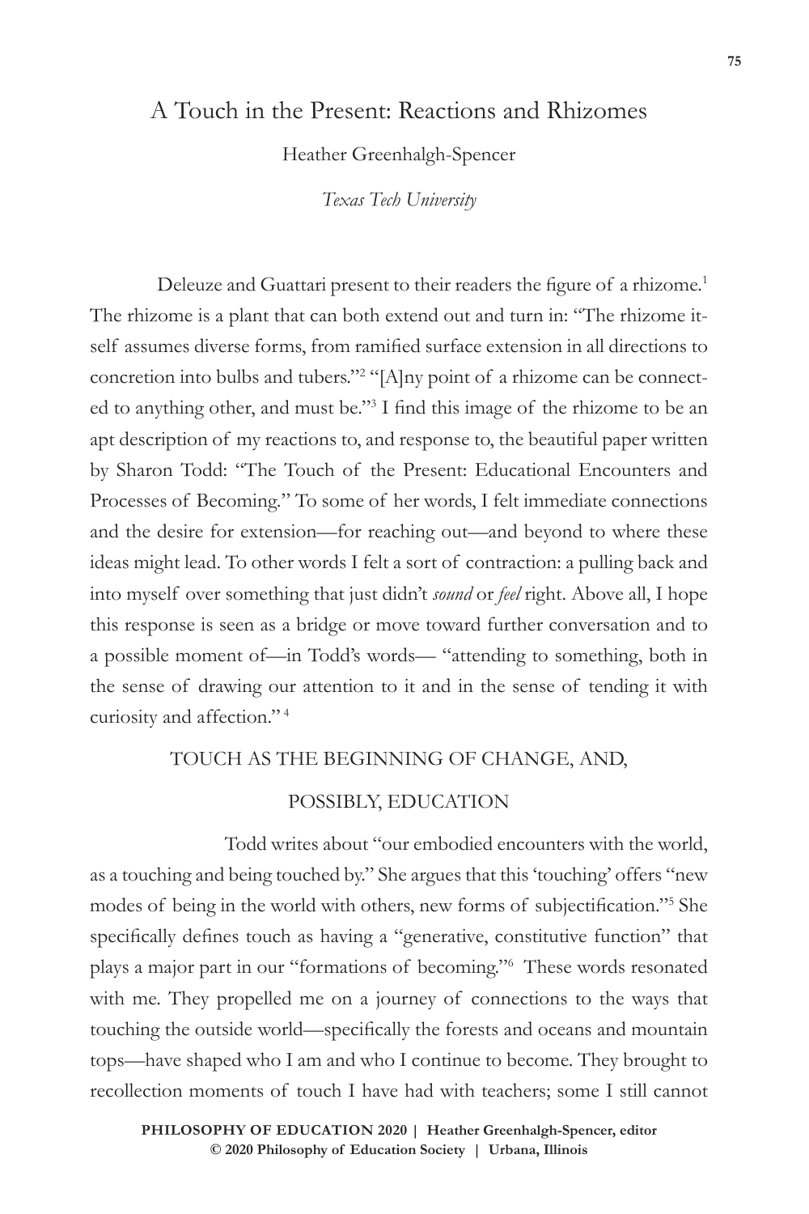# A Touch in the Present: Reactions and Rhizomes

Heather Greenhalgh-Spencer

*Texas Tech University*

Deleuze and Guattari present to their readers the figure of a rhizome.[1] The rhizome is a plant that can both extend out and turn in: "The rhizome itself assumes diverse forms, from ramified surface extension in all directions to concretion into bulbs and tubers."[2] "[A]ny point of a rhizome can be connected to anything other, and must be."[3] I find this image of the rhizome to be an apt description of my reactions to, and response to, the beautiful paper written by Sharon Todd: "The Touch of the Present: Educational Encounters and Processes of Becoming." To some of her words, I felt immediate connections and the desire for extension—for reaching out—and beyond to where these ideas might lead. To other words I felt a sort of contraction: a pulling back and into myself over something that just didn't *sound* or *feel* right. Above all, I hope this response is seen as a bridge or move toward further conversation and to a possible moment of—in Todd's words— "attending to something, both in the sense of drawing our attention to it and in the sense of tending it with curiosity and affection." [4]

## TOUCH AS THE BEGINNING OF CHANGE, AND, POSSIBLY, EDUCATION

Todd writes about "our embodied encounters with the world, as a touching and being touched by." She argues that this 'touching' offers "new modes of being in the world with others, new forms of subjectification."[5] She specifically defines touch as having a "generative, constitutive function" that plays a major part in our "formations of becoming."[6] These words resonated with me. They propelled me on a journey of connections to the ways that touching the outside world—specifically the forests and oceans and mountain tops—have shaped who I am and who I continue to become. They brought to recollection moments of touch I have had with teachers; some I still cannot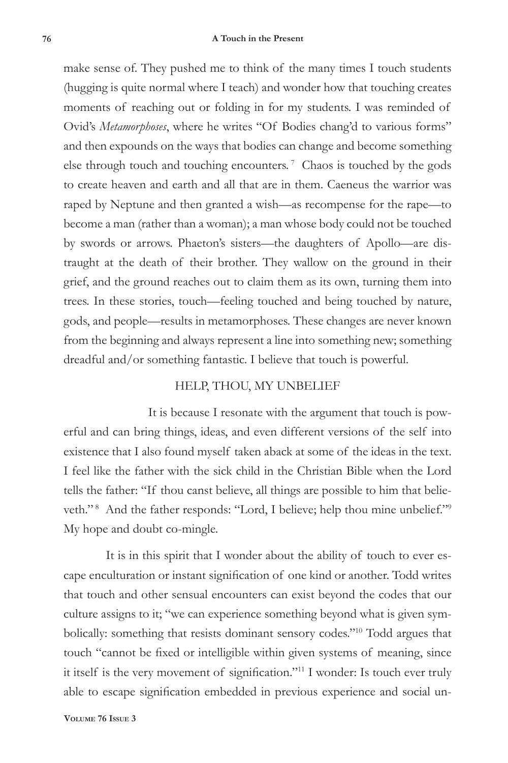make sense of. They pushed me to think of the many times I touch students (hugging is quite normal where I teach) and wonder how that touching creates moments of reaching out or folding in for my students. I was reminded of Ovid's *Metamorphoses*, where he writes "Of Bodies chang'd to various forms" and then expounds on the ways that bodies can change and become something else through touch and touching encounters.[7] Chaos is touched by the gods to create heaven and earth and all that are in them. Caeneus the warrior was raped by Neptune and then granted a wish—as recompense for the rape—to become a man (rather than a woman); a man whose body could not be touched by swords or arrows. Phaeton's sisters—the daughters of Apollo—are distraught at the death of their brother. They wallow on the ground in their grief, and the ground reaches out to claim them as its own, turning them into trees. In these stories, touch—feeling touched and being touched by nature, gods, and people—results in metamorphoses. These changes are never known from the beginning and always represent a line into something new; something dreadful and/or something fantastic. I believe that touch is powerful.

## HELP, THOU, MY UNBELIEF

It is because I resonate with the argument that touch is powerful and can bring things, ideas, and even different versions of the self into existence that I also found myself taken aback at some of the ideas in the text. I feel like the father with the sick child in the Christian Bible when the Lord tells the father: "If thou canst believe, all things are possible to him that believeth."[8] And the father responds: "Lord, I believe; help thou mine unbelief."[9] My hope and doubt co-mingle.

It is in this spirit that I wonder about the ability of touch to ever escape enculturation or instant signification of one kind or another. Todd writes that touch and other sensual encounters can exist beyond the codes that our culture assigns to it; "we can experience something beyond what is given symbolically: something that resists dominant sensory codes."[10] Todd argues that touch "cannot be fixed or intelligible within given systems of meaning, since it itself is the very movement of signification."[11] I wonder: Is touch ever truly able to escape signification embedded in previous experience and social un-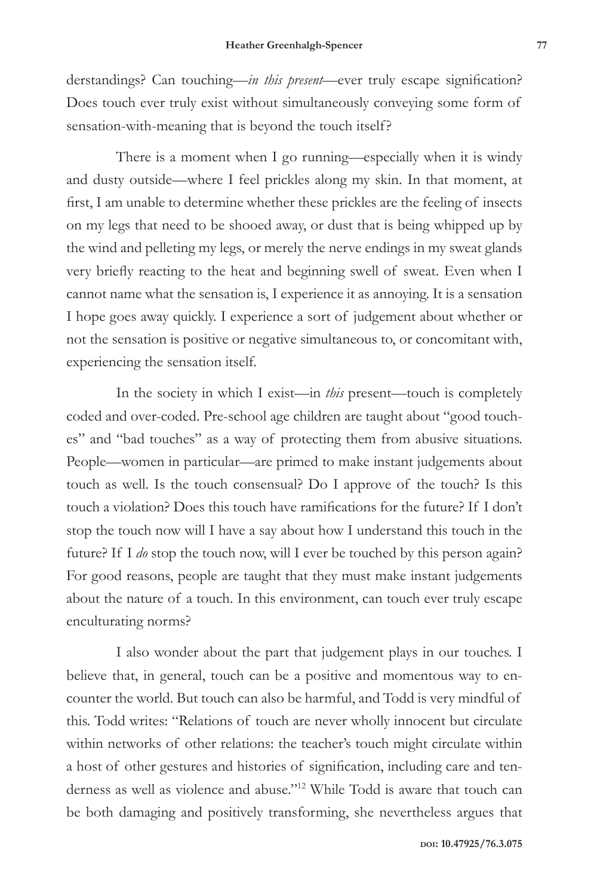derstandings? Can touching—*in this present*—ever truly escape signification? Does touch ever truly exist without simultaneously conveying some form of sensation-with-meaning that is beyond the touch itself?

There is a moment when I go running—especially when it is windy and dusty outside—where I feel prickles along my skin. In that moment, at first, I am unable to determine whether these prickles are the feeling of insects on my legs that need to be shooed away, or dust that is being whipped up by the wind and pelleting my legs, or merely the nerve endings in my sweat glands very briefly reacting to the heat and beginning swell of sweat. Even when I cannot name what the sensation is, I experience it as annoying. It is a sensation I hope goes away quickly. I experience a sort of judgement about whether or not the sensation is positive or negative simultaneous to, or concomitant with, experiencing the sensation itself.

In the society in which I exist—in *this* present—touch is completely coded and over-coded. Pre-school age children are taught about "good touches" and "bad touches" as a way of protecting them from abusive situations. People—women in particular—are primed to make instant judgements about touch as well. Is the touch consensual? Do I approve of the touch? Is this touch a violation? Does this touch have ramifications for the future? If I don't stop the touch now will I have a say about how I understand this touch in the future? If I *do* stop the touch now, will I ever be touched by this person again? For good reasons, people are taught that they must make instant judgements about the nature of a touch. In this environment, can touch ever truly escape enculturating norms?

I also wonder about the part that judgement plays in our touches. I believe that, in general, touch can be a positive and momentous way to encounter the world. But touch can also be harmful, and Todd is very mindful of this. Todd writes: "Relations of touch are never wholly innocent but circulate within networks of other relations: the teacher's touch might circulate within a host of other gestures and histories of signification, including care and tenderness as well as violence and abuse."[12] While Todd is aware that touch can be both damaging and positively transforming, she nevertheless argues that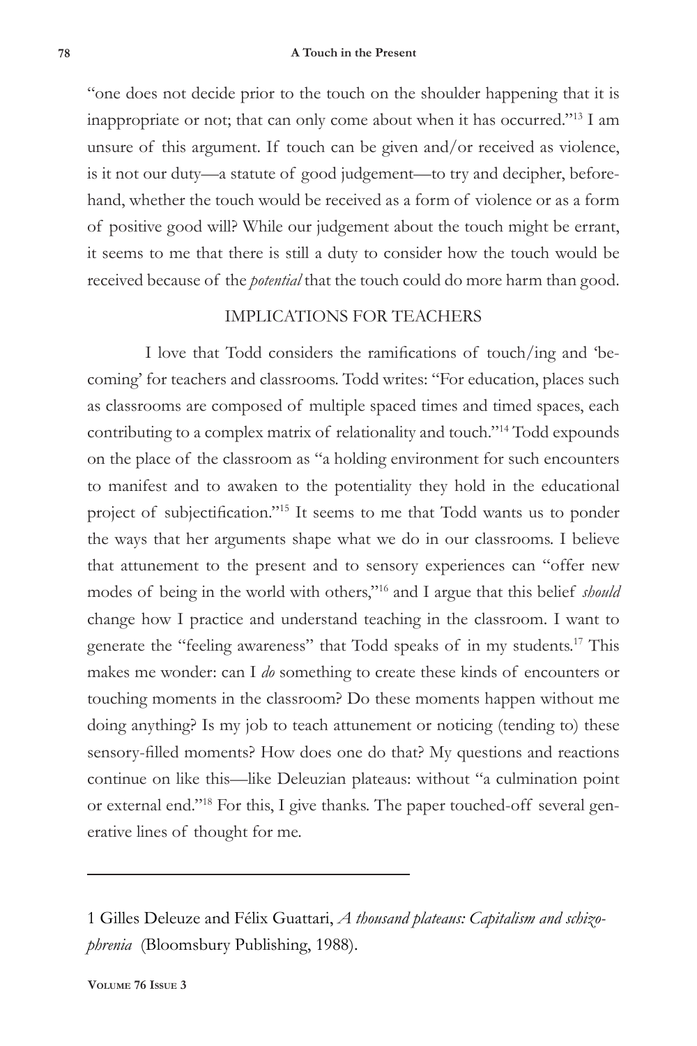"one does not decide prior to the touch on the shoulder happening that it is inappropriate or not; that can only come about when it has occurred."[13] I am unsure of this argument. If touch can be given and/or received as violence, is it not our duty—a statute of good judgement—to try and decipher, beforehand, whether the touch would be received as a form of violence or as a form of positive good will? While our judgement about the touch might be errant, it seems to me that there is still a duty to consider how the touch would be received because of the *potential* that the touch could do more harm than good.

## IMPLICATIONS FOR TEACHERS

I love that Todd considers the ramifications of touch/ing and 'becoming' for teachers and classrooms. Todd writes: "For education, places such as classrooms are composed of multiple spaced times and timed spaces, each contributing to a complex matrix of relationality and touch."[14] Todd expounds on the place of the classroom as "a holding environment for such encounters to manifest and to awaken to the potentiality they hold in the educational project of subjectification."[15] It seems to me that Todd wants us to ponder the ways that her arguments shape what we do in our classrooms. I believe that attunement to the present and to sensory experiences can "offer new modes of being in the world with others,"[16] and I argue that this belief *should* change how I practice and understand teaching in the classroom. I want to generate the "feeling awareness" that Todd speaks of in my students.[17] This makes me wonder: can I *do* something to create these kinds of encounters or touching moments in the classroom? Do these moments happen without me doing anything? Is my job to teach attunement or noticing (tending to) these sensory-filled moments? How does one do that? My questions and reactions continue on like this—like Deleuzian plateaus: without "a culmination point or external end."[18] For this, I give thanks. The paper touched-off several generative lines of thought for me.

---

1 Gilles Deleuze and Félix Guattari, *A thousand plateaus: Capitalism and schizophrenia* (Bloomsbury Publishing, 1988).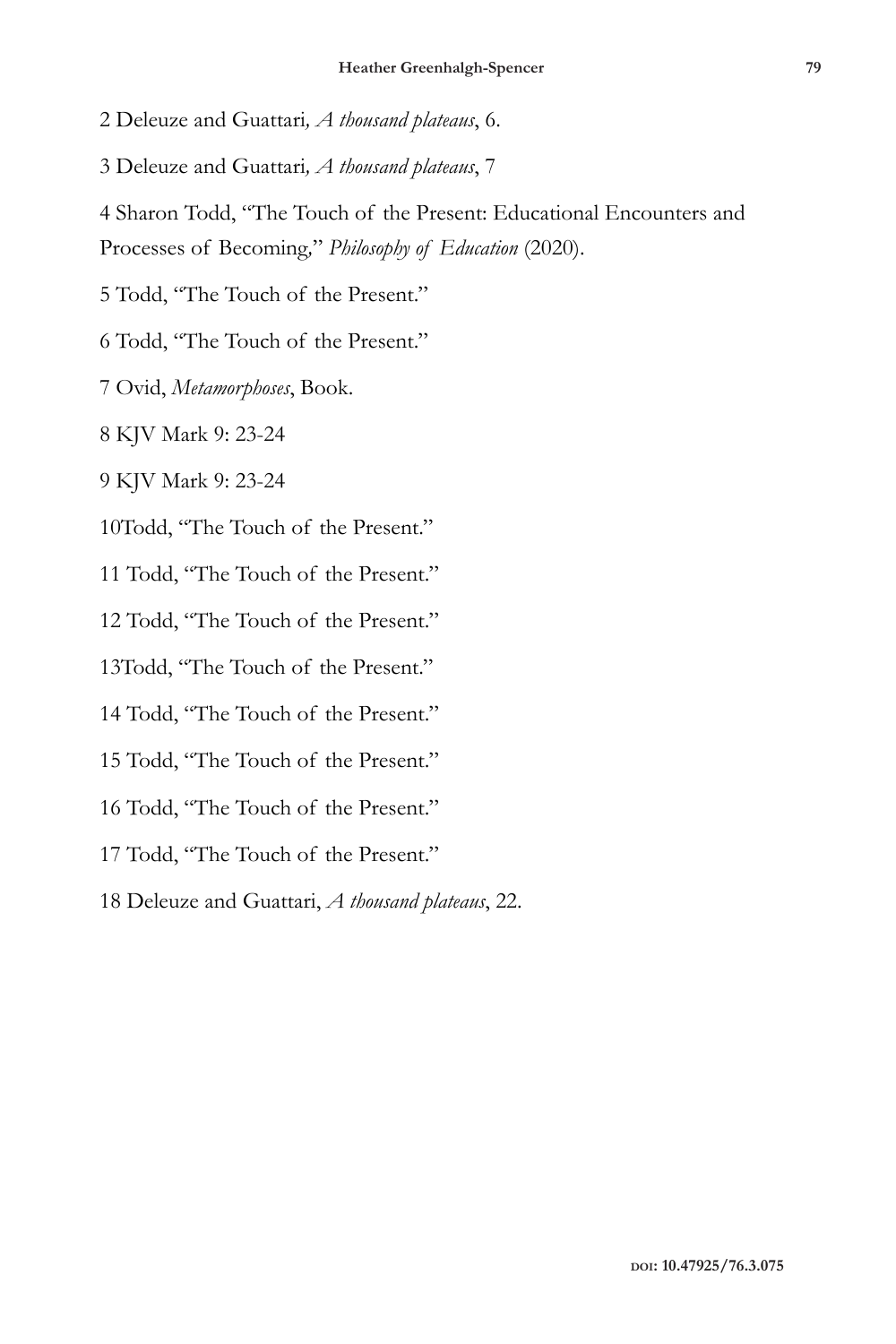2 Deleuze and Guattari*, A thousand plateaus*, 6.

3 Deleuze and Guattari*, A thousand plateaus*, 7

4 Sharon Todd, "The Touch of the Present: Educational Encounters and Processes of Becoming," *Philosophy of Education* (2020).

5 Todd, "The Touch of the Present."

6 Todd, "The Touch of the Present."

7 Ovid, *Metamorphoses*, Book.

8 KJV Mark 9: 23-24

9 KJV Mark 9: 23-24

10Todd, "The Touch of the Present."

11 Todd, "The Touch of the Present."

12 Todd, "The Touch of the Present."

13Todd, "The Touch of the Present."

14 Todd, "The Touch of the Present."

15 Todd, "The Touch of the Present."

16 Todd, "The Touch of the Present."

17 Todd, "The Touch of the Present."

18 Deleuze and Guattari, *A thousand plateaus*, 22.